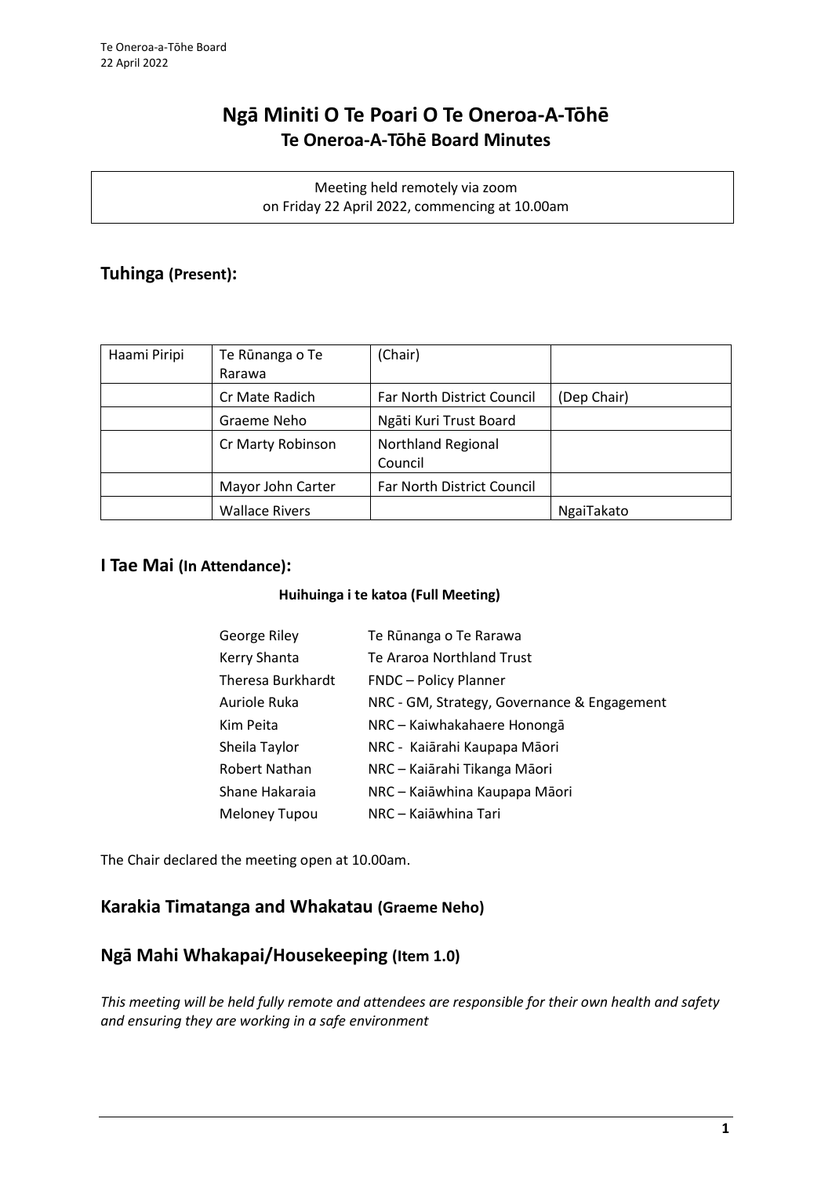# Ngā Miniti O Te Poari O Te Oneroa-A-Tōhē
## Te Oneroa-A-Tōhē Board Minutes

Meeting held remotely via zoom
on Friday 22 April 2022, commencing at 10.00am

## Tuhinga (Present):

| Haami Piripi | Te Rūnanga o Te Rarawa | (Chair) | |
|---|---|---|---|
| | Cr Mate Radich | Far North District Council | (Dep Chair) |
| | Graeme Neho | Ngāti Kuri Trust Board | |
| | Cr Marty Robinson | Northland Regional Council | |
| | Mayor John Carter | Far North District Council | |
| | Wallace Rivers | | NgaiTakato |

## I Tae Mai (In Attendance):

**Huihuinga i te katoa (Full Meeting)**

| | |
|---|---|
| George Riley | Te Rūnanga o Te Rarawa |
| Kerry Shanta | Te Araroa Northland Trust |
| Theresa Burkhardt | FNDC – Policy Planner |
| Auriole Ruka | NRC - GM, Strategy, Governance & Engagement |
| Kim Peita | NRC – Kaiwhakahaere Hononga |
| Sheila Taylor | NRC - Kaiārahi Kaupapa Māori |
| Robert Nathan | NRC – Kaiārahi Tikanga Māori |
| Shane Hakaraia | NRC – Kaiāwhina Kaupapa Māori |
| Meloney Tupou | NRC – Kaiāwhina Tari |

The Chair declared the meeting open at 10.00am.

## Karakia Timatanga and Whakatau (Graeme Neho)

## Ngā Mahi Whakapai/Housekeeping (Item 1.0)

*This meeting will be held fully remote and attendees are responsible for their own health and safety and ensuring they are working in a safe environment*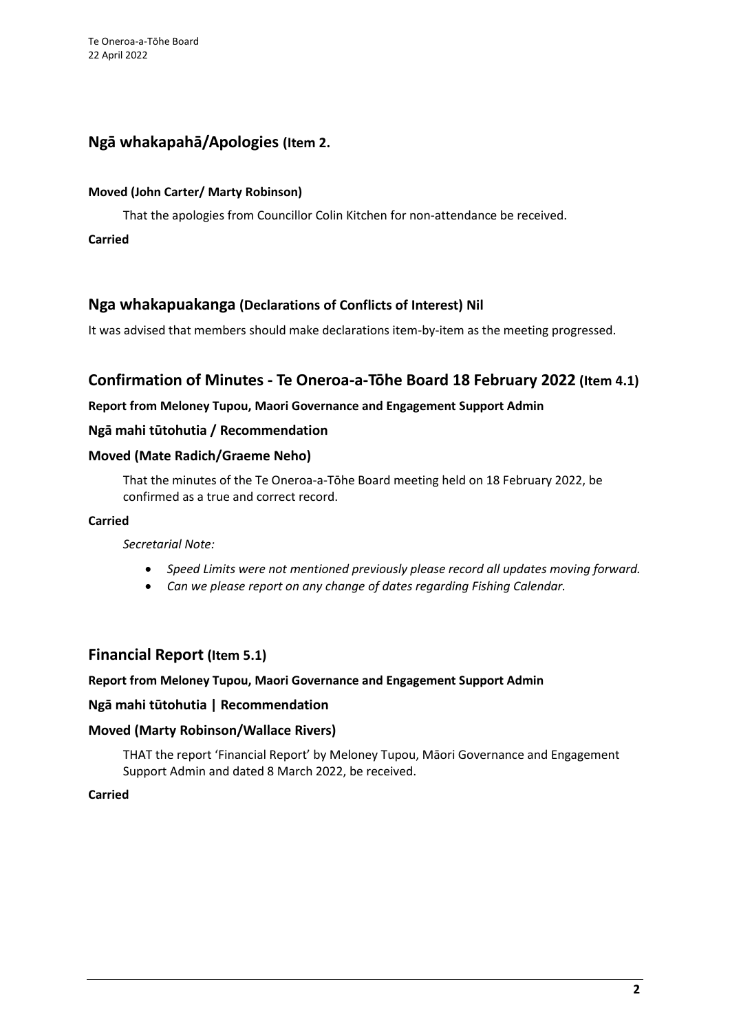## Ngā whakapahā/Apologies (Item 2.

**Moved (John Carter/ Marty Robinson)**

That the apologies from Councillor Colin Kitchen for non-attendance be received.

**Carried**

## Nga whakapuakanga (Declarations of Conflicts of Interest) Nil

It was advised that members should make declarations item-by-item as the meeting progressed.

## Confirmation of Minutes - Te Oneroa-a-Tōhe Board 18 February 2022 (Item 4.1)

**Report from Meloney Tupou, Maori Governance and Engagement Support Admin**

### Ngā mahi tūtohutia / Recommendation

### Moved (Mate Radich/Graeme Neho)

That the minutes of the Te Oneroa-a-Tōhe Board meeting held on 18 February 2022, be confirmed as a true and correct record.

**Carried**

*Secretarial Note:*

- *Speed Limits were not mentioned previously please record all updates moving forward.*
- *Can we please report on any change of dates regarding Fishing Calendar.*

## Financial Report (Item 5.1)

**Report from Meloney Tupou, Maori Governance and Engagement Support Admin**

### Ngā mahi tūtohutia | Recommendation

### Moved (Marty Robinson/Wallace Rivers)

THAT the report 'Financial Report' by Meloney Tupou, Māori Governance and Engagement Support Admin and dated 8 March 2022, be received.

**Carried**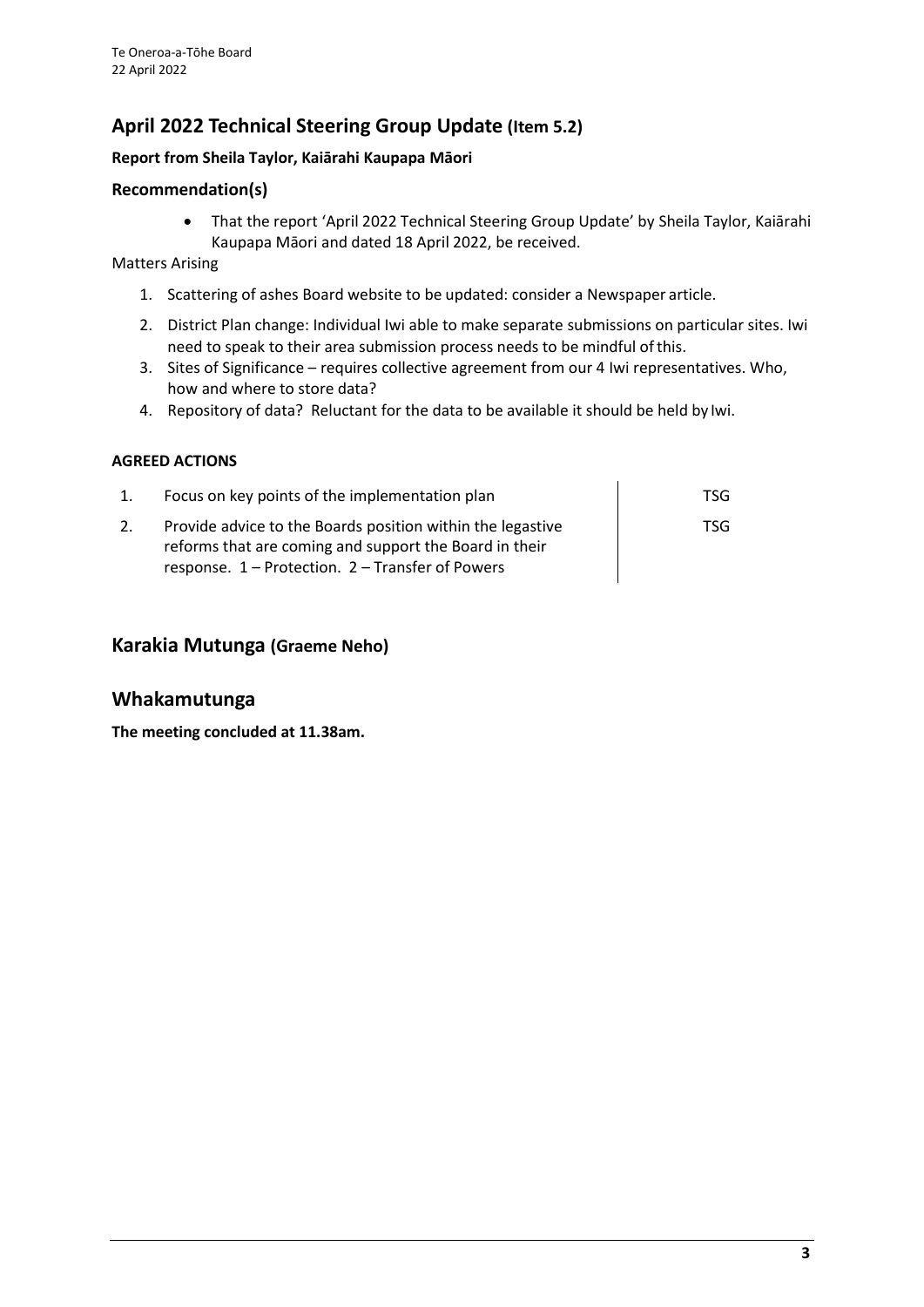## April 2022 Technical Steering Group Update (Item 5.2)

**Report from Sheila Taylor, Kaiārahi Kaupapa Māori**

### Recommendation(s)

- That the report 'April 2022 Technical Steering Group Update' by Sheila Taylor, Kaiārahi Kaupapa Māori and dated 18 April 2022, be received.

Matters Arising

1. Scattering of ashes Board website to be updated: consider a Newspaper article.
2. District Plan change: Individual Iwi able to make separate submissions on particular sites. Iwi need to speak to their area submission process needs to be mindful of this.
3. Sites of Significance – requires collective agreement from our 4 Iwi representatives. Who, how and where to store data?
4. Repository of data? Reluctant for the data to be available it should be held by Iwi.

**AGREED ACTIONS**

| | | |
|---|---|---|
| 1. | Focus on key points of the implementation plan | TSG |
| 2. | Provide advice to the Boards position within the legastive reforms that are coming and support the Board in their response. 1 – Protection. 2 – Transfer of Powers | TSG |

## Karakia Mutunga (Graeme Neho)

## Whakamutunga

**The meeting concluded at 11.38am.**